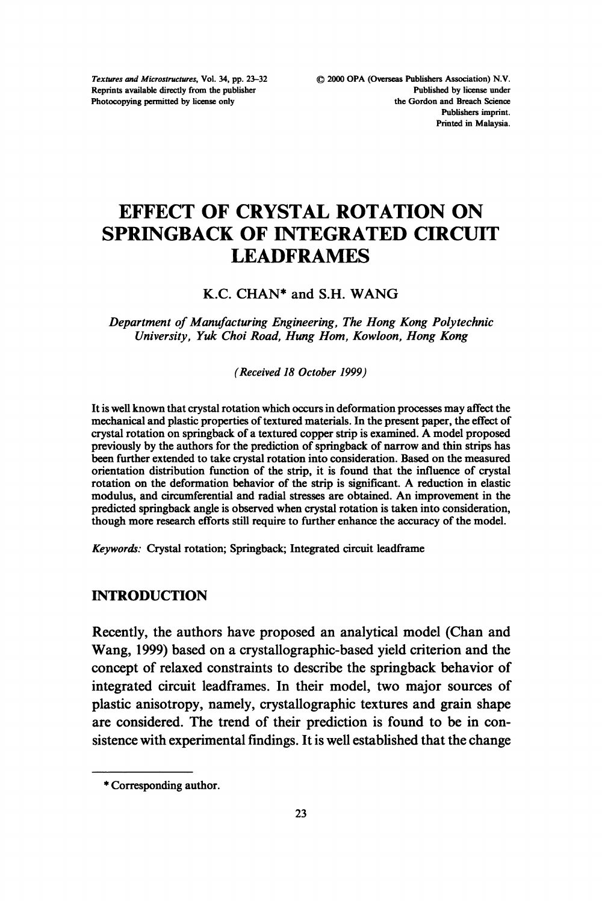# EFFECT OF CRYSTAL ROTATION ON SPRINGBACK OF INTEGRATED CIRCUIT LEADFRAMES

K.C. CHAN* and S.H. WANG

*Department of Manufacturing Engineering, The Hong Kong Polytechnic University, Yuk Choi Road, Hung Hom, Kowloon, Hong Kong*

*(Received 18 October 1999)*

It is well known that crystal rotation which occurs in deformation processes may affect the mechanical and plastic properties of textured materials. In the present paper, the effect of crystal rotation on springback of a textured copper strip is examined. A model proposed previously by the authors for the prediction of springback of narrow and thin strips has been further extended to take crystal rotation into consideration. Based on the measured orientation distribution function of the strip, it is found that the influence of crystal rotation on the deformation behavior of the strip is significant. A reduction in elastic modulus, and circumferential and radial stresses are obtained. An improvement in the predicted springback angle is observed when crystal rotation is taken into consideration, though more research efforts still require to further enhance the accuracy of the model.

*Keywords:* Crystal rotation; Springback; Integrated circuit leadframe

## INTRODUCTION

Recently, the authors have proposed an analytical model (Chan and Wang, 1999) based on a crystallographic-based yield criterion and the concept of relaxed constraints to describe the springback behavior of integrated circuit leadframes. In their model, two major sources of plastic anisotropy, namely, crystallographic textures and grain shape are considered. The trend of their prediction is found to be in consistence with experimental findings. It is well established that the change

---

* Corresponding author.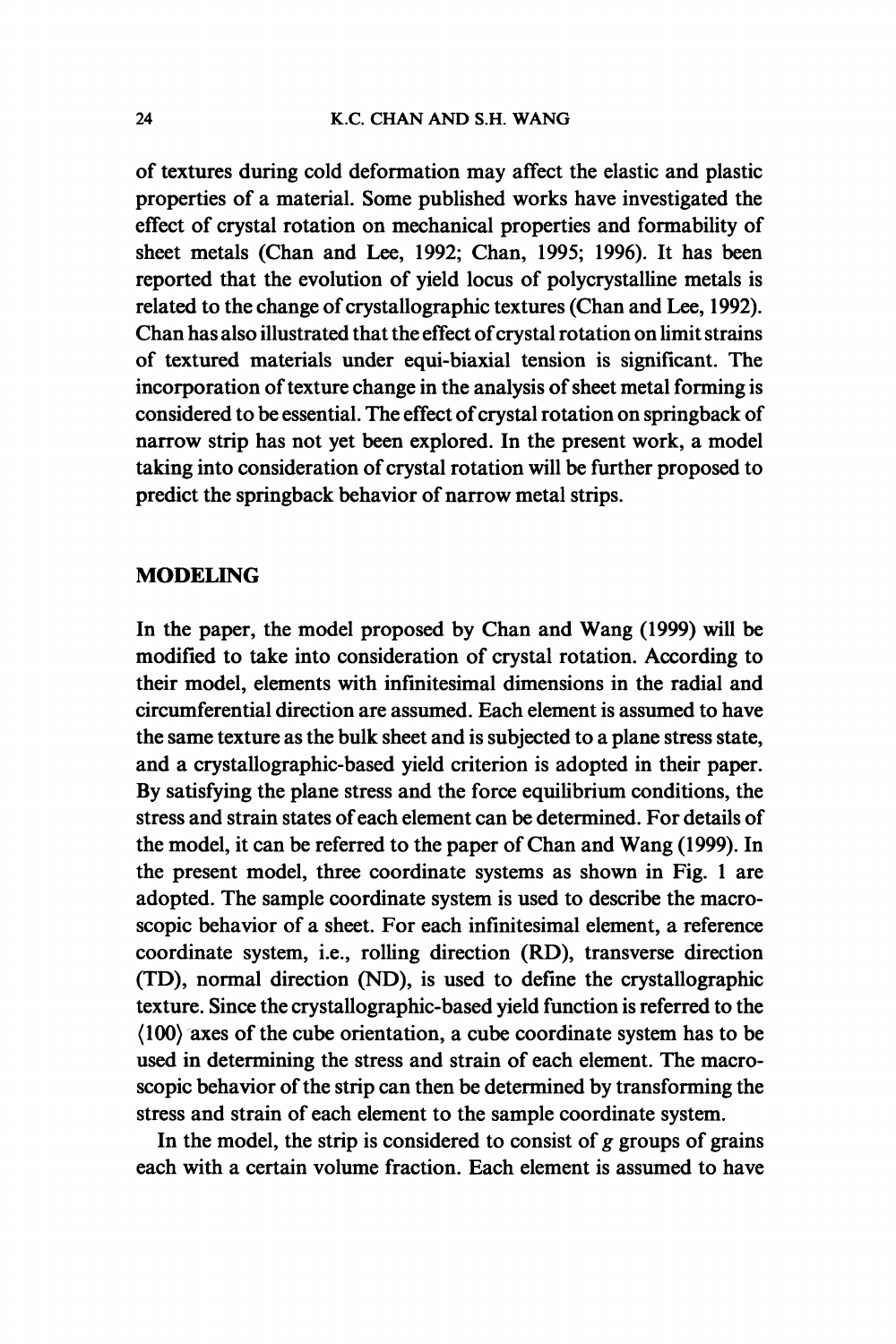of textures during cold deformation may affect the elastic and plastic properties of a material. Some published works have investigated the effect of crystal rotation on mechanical properties and formability of sheet metals (Chan and Lee, 1992; Chan, 1995; 1996). It has been reported that the evolution of yield locus of polycrystalline metals is related to the change of crystallographic textures (Chan and Lee, 1992). Chan has also illustrated that the effect of crystal rotation on limit strains of textured materials under equi-biaxial tension is significant. The incorporation of texture change in the analysis of sheet metal forming is considered to be essential. The effect of crystal rotation on springback of narrow strip has not yet been explored. In the present work, a model taking into consideration of crystal rotation will be further proposed to predict the springback behavior of narrow metal strips.

## MODELING

In the paper, the model proposed by Chan and Wang (1999) will be modified to take into consideration of crystal rotation. According to their model, elements with infinitesimal dimensions in the radial and circumferential direction are assumed. Each element is assumed to have the same texture as the bulk sheet and is subjected to a plane stress state, and a crystallographic-based yield criterion is adopted in their paper. By satisfying the plane stress and the force equilibrium conditions, the stress and strain states of each element can be determined. For details of the model, it can be referred to the paper of Chan and Wang (1999). In the present model, three coordinate systems as shown in Fig. 1 are adopted. The sample coordinate system is used to describe the macroscopic behavior of a sheet. For each infinitesimal element, a reference coordinate system, i.e., rolling direction (RD), transverse direction (TD), normal direction (ND), is used to define the crystallographic texture. Since the crystallographic-based yield function is referred to the $\langle 100 \rangle$ axes of the cube orientation, a cube coordinate system has to be used in determining the stress and strain of each element. The macroscopic behavior of the strip can then be determined by transforming the stress and strain of each element to the sample coordinate system.

In the model, the strip is considered to consist of $g$ groups of grains each with a certain volume fraction. Each element is assumed to have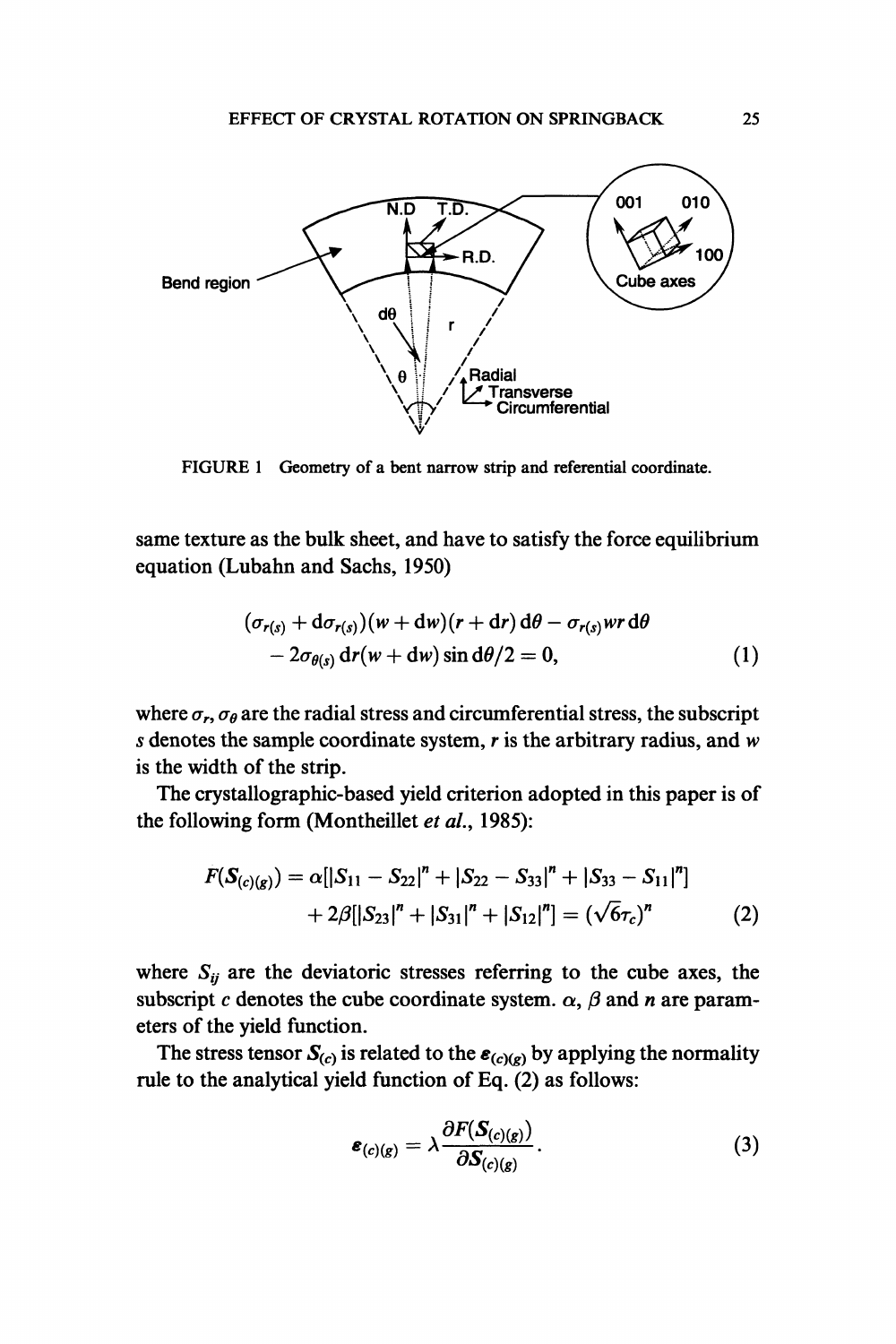FIGURE 1 Geometry of a bent narrow strip and referential coordinate.

same texture as the bulk sheet, and have to satisfy the force equilibrium equation (Lubahn and Sachs, 1950)

$$(\sigma_{r(s)} + \mathrm{d}\sigma_{r(s)})(w + \mathrm{d}w)(r + \mathrm{d}r)\,\mathrm{d}\theta - \sigma_{r(s)} w r\,\mathrm{d}\theta - 2\sigma_{\theta(s)}\,\mathrm{d}r(w + \mathrm{d}w)\sin \mathrm{d}\theta/2 = 0, \tag{1}$$

where $\sigma_r$, $\sigma_\theta$ are the radial stress and circumferential stress, the subscript $s$ denotes the sample coordinate system, $r$ is the arbitrary radius, and $w$ is the width of the strip.

The crystallographic-based yield criterion adopted in this paper is of the following form (Montheillet *et al.*, 1985):

$$F(\boldsymbol{S}_{(c)(g)}) = \alpha[|S_{11} - S_{22}|^n + |S_{22} - S_{33}|^n + |S_{33} - S_{11}|^n] + 2\beta[|S_{23}|^n + |S_{31}|^n + |S_{12}|^n] = (\sqrt{6}\tau_c)^n \tag{2}$$

where $S_{ij}$ are the deviatoric stresses referring to the cube axes, the subscript $c$ denotes the cube coordinate system. $\alpha$, $\beta$ and $n$ are parameters of the yield function.

The stress tensor $\boldsymbol{S}_{(c)}$ is related to the $\boldsymbol{\varepsilon}_{(c)(g)}$ by applying the normality rule to the analytical yield function of Eq. (2) as follows:

$$\boldsymbol{\varepsilon}_{(c)(g)} = \lambda \frac{\partial F(\boldsymbol{S}_{(c)(g)})}{\partial \boldsymbol{S}_{(c)(g)}}. \tag{3}$$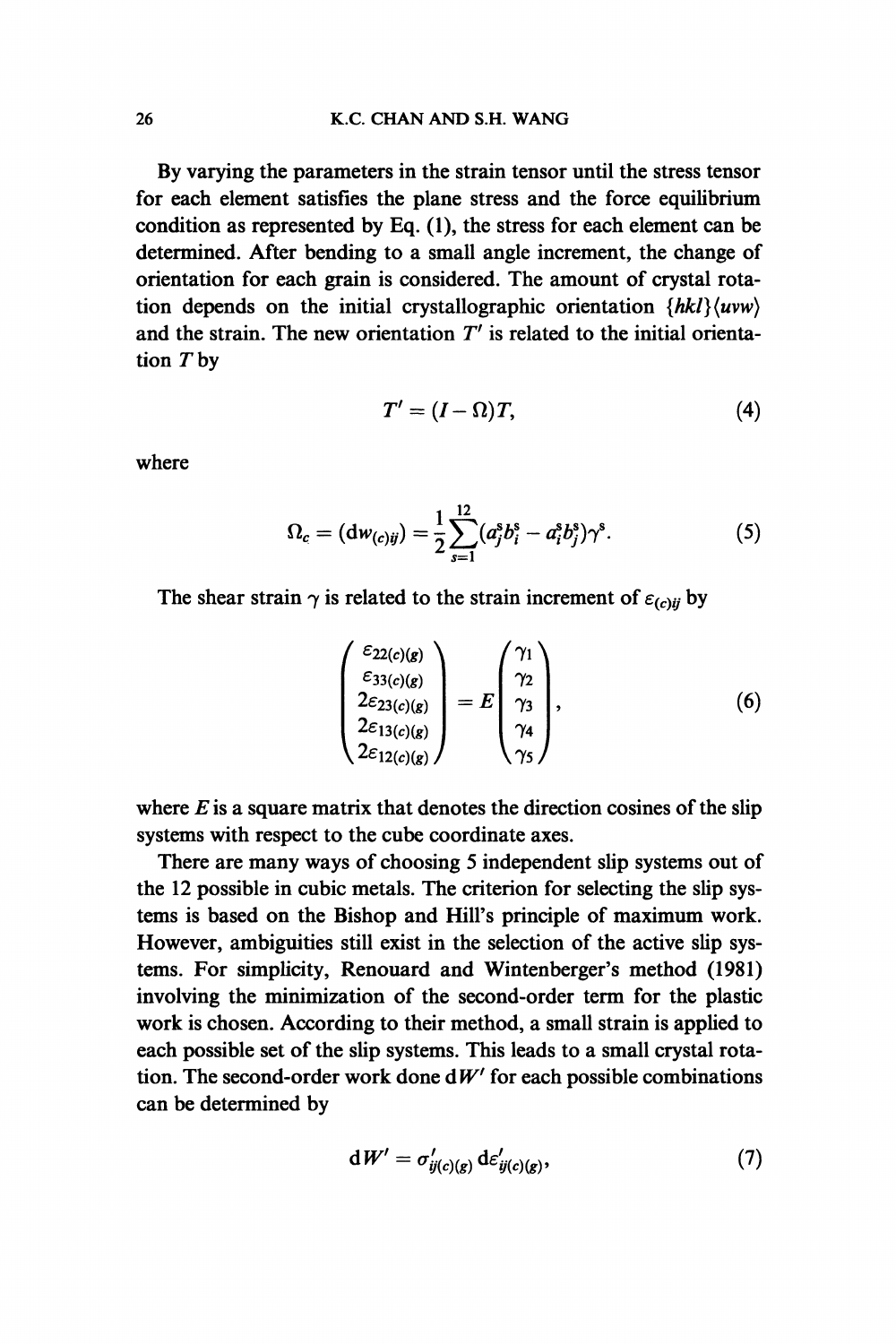By varying the parameters in the strain tensor until the stress tensor for each element satisfies the plane stress and the force equilibrium condition as represented by Eq. (1), the stress for each element can be determined. After bending to a small angle increment, the change of orientation for each grain is considered. The amount of crystal rotation depends on the initial crystallographic orientation $\{hkl\}\langle uvw\rangle$ and the strain. The new orientation $T'$ is related to the initial orientation $T$ by

$$T' = (I - \Omega)T, \tag{4}$$

where

$$\Omega_c = (\mathrm{d}w_{(c)ij}) = \frac{1}{2}\sum_{s=1}^{12}(a_j^s b_i^s - a_i^s b_j^s)\gamma^s. \tag{5}$$

The shear strain $\gamma$ is related to the strain increment of $\varepsilon_{(c)ij}$ by

$$\begin{pmatrix} \varepsilon_{22(c)(g)} \\ \varepsilon_{33(c)(g)} \\ 2\varepsilon_{23(c)(g)} \\ 2\varepsilon_{13(c)(g)} \\ 2\varepsilon_{12(c)(g)} \end{pmatrix} = E \begin{pmatrix} \gamma_1 \\ \gamma_2 \\ \gamma_3 \\ \gamma_4 \\ \gamma_5 \end{pmatrix}, \tag{6}$$

where $E$ is a square matrix that denotes the direction cosines of the slip systems with respect to the cube coordinate axes.

There are many ways of choosing 5 independent slip systems out of the 12 possible in cubic metals. The criterion for selecting the slip systems is based on the Bishop and Hill's principle of maximum work. However, ambiguities still exist in the selection of the active slip systems. For simplicity, Renouard and Wintenberger's method (1981) involving the minimization of the second-order term for the plastic work is chosen. According to their method, a small strain is applied to each possible set of the slip systems. This leads to a small crystal rotation. The second-order work done $\mathrm{d}W'$ for each possible combinations can be determined by

$$\mathrm{d}W' = \sigma'_{ij(c)(g)}\,\mathrm{d}\varepsilon'_{ij(c)(g)}, \tag{7}$$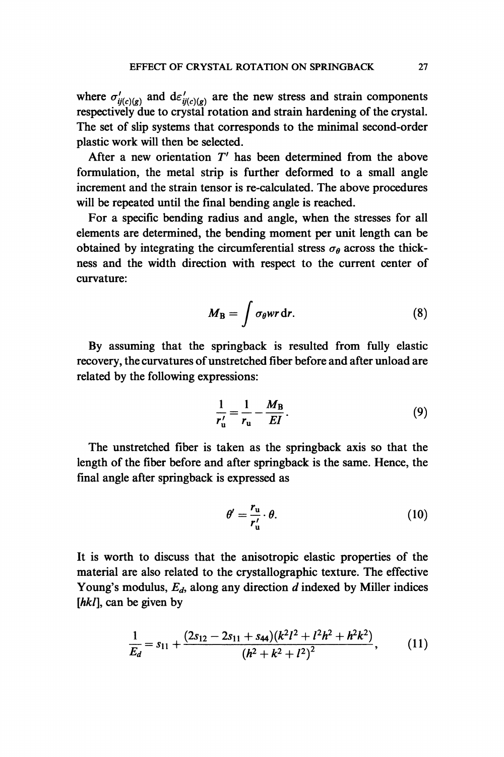where $\sigma'_{ij(c)(g)}$ and $d\varepsilon'_{ij(c)(g)}$ are the new stress and strain components respectively due to crystal rotation and strain hardening of the crystal. The set of slip systems that corresponds to the minimal second-order plastic work will then be selected.

After a new orientation $T'$ has been determined from the above formulation, the metal strip is further deformed to a small angle increment and the strain tensor is re-calculated. The above procedures will be repeated until the final bending angle is reached.

For a specific bending radius and angle, when the stresses for all elements are determined, the bending moment per unit length can be obtained by integrating the circumferential stress $\sigma_\theta$ across the thickness and the width direction with respect to the current center of curvature:

$$M_B = \int \sigma_\theta w r \, dr. \tag{8}$$

By assuming that the springback is resulted from fully elastic recovery, the curvatures of unstretched fiber before and after unload are related by the following expressions:

$$\frac{1}{r'_u} = \frac{1}{r_u} - \frac{M_B}{EI}. \tag{9}$$

The unstretched fiber is taken as the springback axis so that the length of the fiber before and after springback is the same. Hence, the final angle after springback is expressed as

$$\theta' = \frac{r_u}{r'_u} \cdot \theta. \tag{10}$$

It is worth to discuss that the anisotropic elastic properties of the material are also related to the crystallographic texture. The effective Young's modulus, $E_d$, along any direction $d$ indexed by Miller indices $[hkl]$, can be given by

$$\frac{1}{E_d} = s_{11} + \frac{(2s_{12} - 2s_{11} + s_{44})(k^2l^2 + l^2h^2 + h^2k^2)}{(h^2 + k^2 + l^2)^2}, \tag{11}$$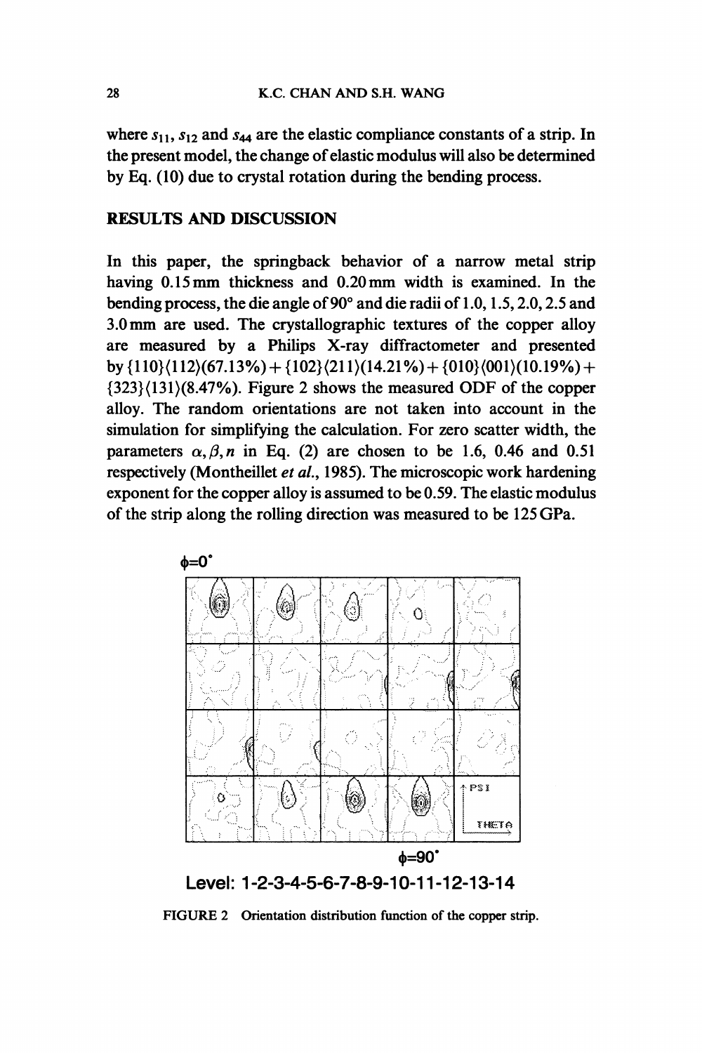where $s_{11}$, $s_{12}$ and $s_{44}$ are the elastic compliance constants of a strip. In the present model, the change of elastic modulus will also be determined by Eq. (10) due to crystal rotation during the bending process.

## RESULTS AND DISCUSSION

In this paper, the springback behavior of a narrow metal strip having 0.15 mm thickness and 0.20 mm width is examined. In the bending process, the die angle of 90° and die radii of 1.0, 1.5, 2.0, 2.5 and 3.0 mm are used. The crystallographic textures of the copper alloy are measured by a Philips X-ray diffractometer and presented by $\{110\}\langle 112\rangle(67.13\%) + \{102\}\langle 211\rangle(14.21\%) + \{010\}\langle 001\rangle(10.19\%) + \{323\}\langle 131\rangle(8.47\%)$. Figure 2 shows the measured ODF of the copper alloy. The random orientations are not taken into account in the simulation for simplifying the calculation. For zero scatter width, the parameters $\alpha, \beta, n$ in Eq. (2) are chosen to be 1.6, 0.46 and 0.51 respectively (Montheillet *et al.*, 1985). The microscopic work hardening exponent for the copper alloy is assumed to be 0.59. The elastic modulus of the strip along the rolling direction was measured to be 125 GPa.

$\phi=0°$

$\phi=90°$

Level: 1-2-3-4-5-6-7-8-9-10-11-12-13-14

FIGURE 2 Orientation distribution function of the copper strip.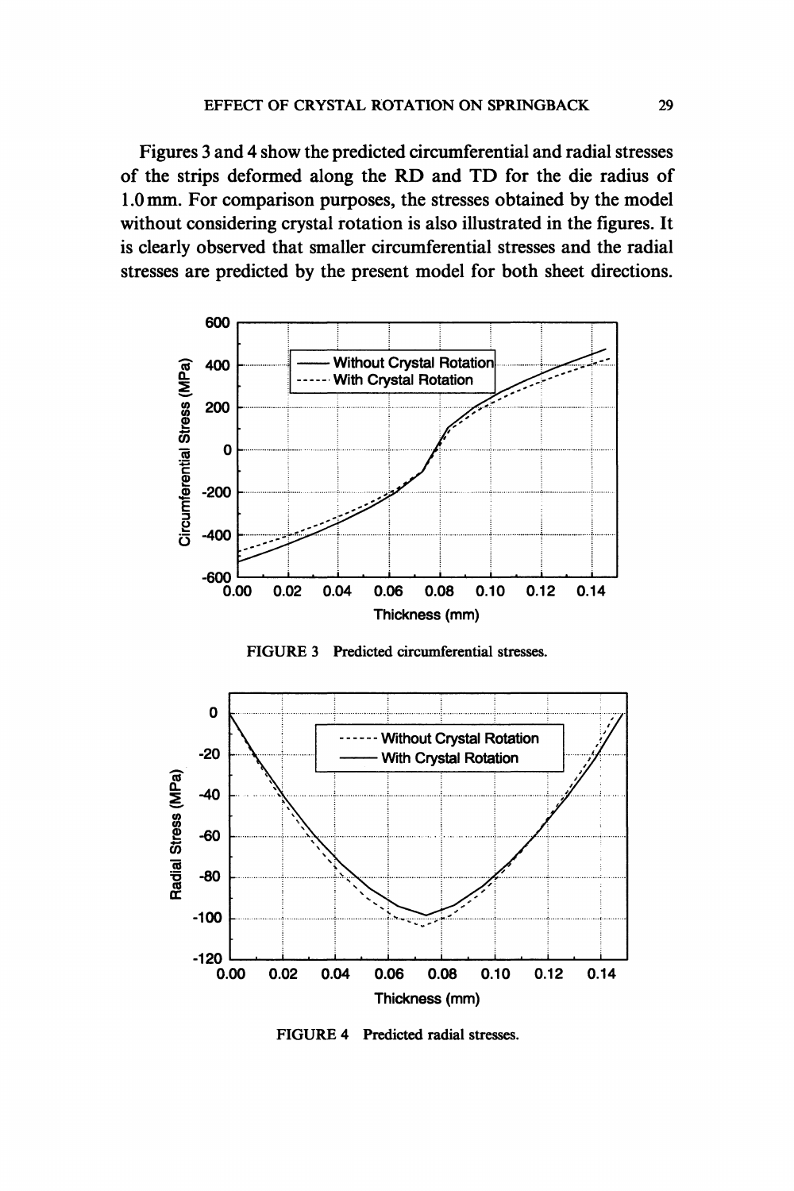Figures 3 and 4 show the predicted circumferential and radial stresses of the strips deformed along the RD and TD for the die radius of 1.0 mm. For comparison purposes, the stresses obtained by the model without considering crystal rotation is also illustrated in the figures. It is clearly observed that smaller circumferential stresses and the radial stresses are predicted by the present model for both sheet directions.

FIGURE 3 Predicted circumferential stresses.

FIGURE 4 Predicted radial stresses.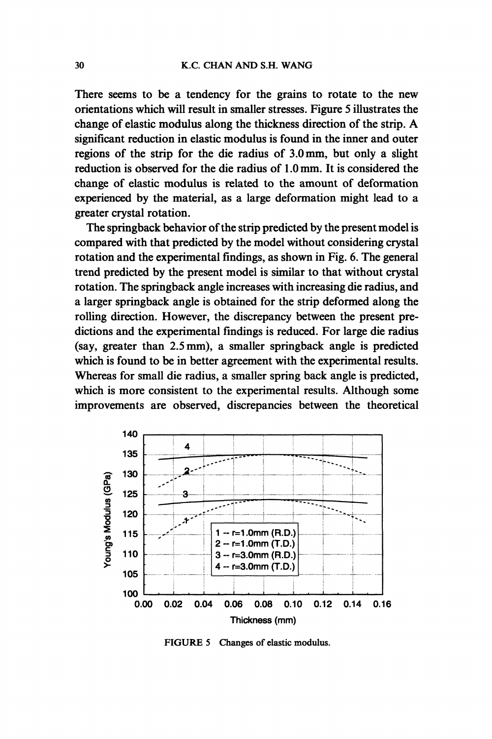There seems to be a tendency for the grains to rotate to the new orientations which will result in smaller stresses. Figure 5 illustrates the change of elastic modulus along the thickness direction of the strip. A significant reduction in elastic modulus is found in the inner and outer regions of the strip for the die radius of 3.0 mm, but only a slight reduction is observed for the die radius of 1.0 mm. It is considered the change of elastic modulus is related to the amount of deformation experienced by the material, as a large deformation might lead to a greater crystal rotation.

The springback behavior of the strip predicted by the present model is compared with that predicted by the model without considering crystal rotation and the experimental findings, as shown in Fig. 6. The general trend predicted by the present model is similar to that without crystal rotation. The springback angle increases with increasing die radius, and a larger springback angle is obtained for the strip deformed along the rolling direction. However, the discrepancy between the present predictions and the experimental findings is reduced. For large die radius (say, greater than 2.5 mm), a smaller springback angle is predicted which is found to be in better agreement with the experimental results. Whereas for small die radius, a smaller spring back angle is predicted, which is more consistent to the experimental results. Although some improvements are observed, discrepancies between the theoretical

FIGURE 5 Changes of elastic modulus.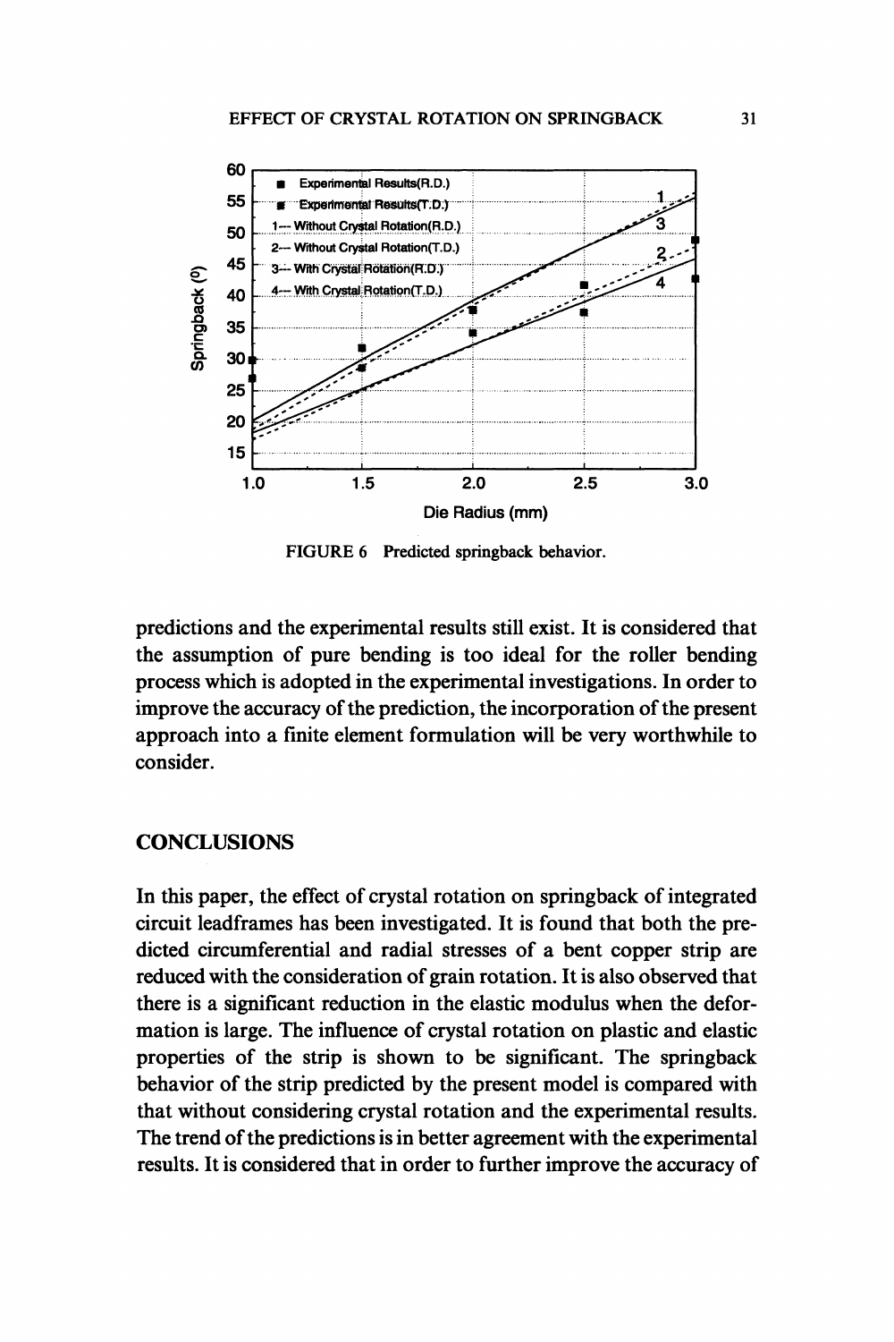FIGURE 6 Predicted springback behavior.

predictions and the experimental results still exist. It is considered that the assumption of pure bending is too ideal for the roller bending process which is adopted in the experimental investigations. In order to improve the accuracy of the prediction, the incorporation of the present approach into a finite element formulation will be very worthwhile to consider.

## CONCLUSIONS

In this paper, the effect of crystal rotation on springback of integrated circuit leadframes has been investigated. It is found that both the predicted circumferential and radial stresses of a bent copper strip are reduced with the consideration of grain rotation. It is also observed that there is a significant reduction in the elastic modulus when the deformation is large. The influence of crystal rotation on plastic and elastic properties of the strip is shown to be significant. The springback behavior of the strip predicted by the present model is compared with that without considering crystal rotation and the experimental results. The trend of the predictions is in better agreement with the experimental results. It is considered that in order to further improve the accuracy of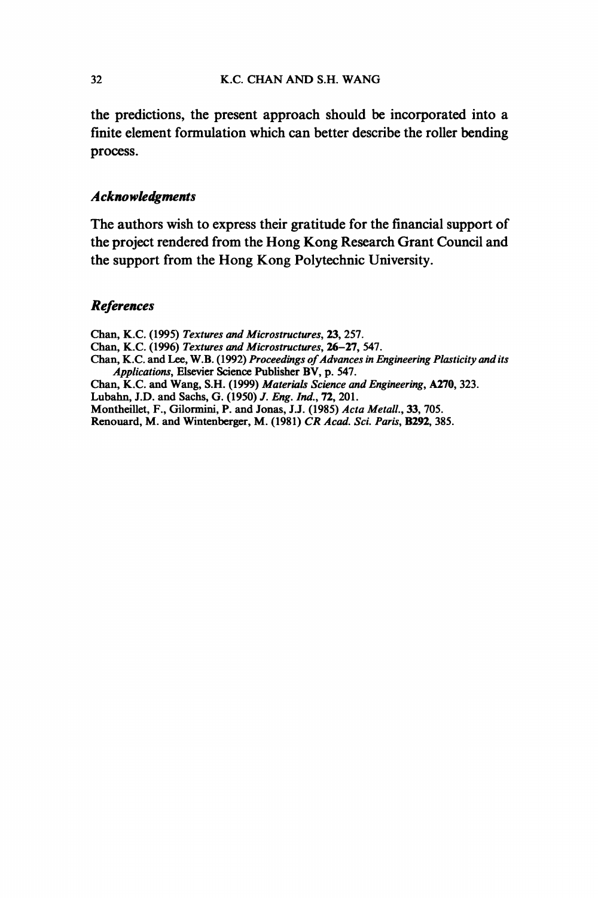the predictions, the present approach should be incorporated into a finite element formulation which can better describe the roller bending process.

### *Acknowledgments*

The authors wish to express their gratitude for the financial support of the project rendered from the Hong Kong Research Grant Council and the support from the Hong Kong Polytechnic University.

### *References*

Chan, K.C. (1995) *Textures and Microstructures*, **23**, 257.

Chan, K.C. (1996) *Textures and Microstructures*, **26–27**, 547.

Chan, K.C. and Lee, W.B. (1992) *Proceedings of Advances in Engineering Plasticity and its Applications*, Elsevier Science Publisher BV, p. 547.

Chan, K.C. and Wang, S.H. (1999) *Materials Science and Engineering*, **A270**, 323.

Lubahn, J.D. and Sachs, G. (1950) *J. Eng. Ind.*, **72**, 201.

Montheillet, F., Gilormini, P. and Jonas, J.J. (1985) *Acta Metall.*, **33**, 705.

Renouard, M. and Wintenberger, M. (1981) *CR Acad. Sci. Paris*, **B292**, 385.